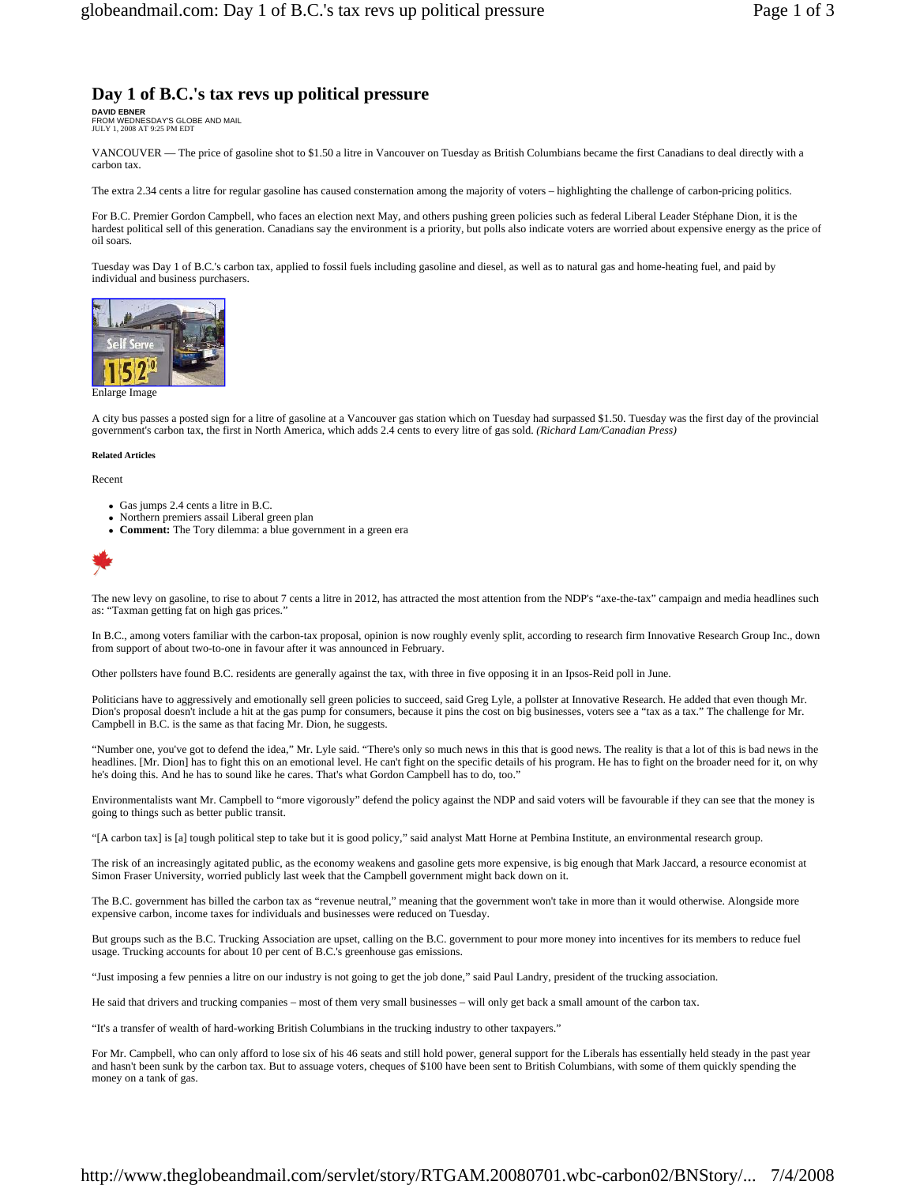# Day 1 of B.C.'s tax revs up political pressure

**DAVID EBNER**
FROM WEDNESDAY'S GLOBE AND MAIL
JULY 1, 2008 AT 9:25 PM EDT

VANCOUVER — The price of gasoline shot to $1.50 a litre in Vancouver on Tuesday as British Columbians became the first Canadians to deal directly with a carbon tax.

The extra 2.34 cents a litre for regular gasoline has caused consternation among the majority of voters – highlighting the challenge of carbon-pricing politics.

For B.C. Premier Gordon Campbell, who faces an election next May, and others pushing green policies such as federal Liberal Leader Stéphane Dion, it is the hardest political sell of this generation. Canadians say the environment is a priority, but polls also indicate voters are worried about expensive energy as the price of oil soars.

Tuesday was Day 1 of B.C.'s carbon tax, applied to fossil fuels including gasoline and diesel, as well as to natural gas and home-heating fuel, and paid by individual and business purchasers.

Enlarge Image

A city bus passes a posted sign for a litre of gasoline at a Vancouver gas station which on Tuesday had surpassed $1.50. Tuesday was the first day of the provincial government's carbon tax, the first in North America, which adds 2.4 cents to every litre of gas sold. *(Richard Lam/Canadian Press)*

**Related Articles**

Recent

- Gas jumps 2.4 cents a litre in B.C.
- Northern premiers assail Liberal green plan
- **Comment:** The Tory dilemma: a blue government in a green era

The new levy on gasoline, to rise to about 7 cents a litre in 2012, has attracted the most attention from the NDP's "axe-the-tax" campaign and media headlines such as: "Taxman getting fat on high gas prices."

In B.C., among voters familiar with the carbon-tax proposal, opinion is now roughly evenly split, according to research firm Innovative Research Group Inc., down from support of about two-to-one in favour after it was announced in February.

Other pollsters have found B.C. residents are generally against the tax, with three in five opposing it in an Ipsos-Reid poll in June.

Politicians have to aggressively and emotionally sell green policies to succeed, said Greg Lyle, a pollster at Innovative Research. He added that even though Mr. Dion's proposal doesn't include a hit at the gas pump for consumers, because it pins the cost on big businesses, voters see a "tax as a tax." The challenge for Mr. Campbell in B.C. is the same as that facing Mr. Dion, he suggests.

"Number one, you've got to defend the idea," Mr. Lyle said. "There's only so much news in this that is good news. The reality is that a lot of this is bad news in the headlines. [Mr. Dion] has to fight this on an emotional level. He can't fight on the specific details of his program. He has to fight on the broader need for it, on why he's doing this. And he has to sound like he cares. That's what Gordon Campbell has to do, too."

Environmentalists want Mr. Campbell to "more vigorously" defend the policy against the NDP and said voters will be favourable if they can see that the money is going to things such as better public transit.

"[A carbon tax] is [a] tough political step to take but it is good policy," said analyst Matt Horne at Pembina Institute, an environmental research group.

The risk of an increasingly agitated public, as the economy weakens and gasoline gets more expensive, is big enough that Mark Jaccard, a resource economist at Simon Fraser University, worried publicly last week that the Campbell government might back down on it.

The B.C. government has billed the carbon tax as "revenue neutral," meaning that the government won't take in more than it would otherwise. Alongside more expensive carbon, income taxes for individuals and businesses were reduced on Tuesday.

But groups such as the B.C. Trucking Association are upset, calling on the B.C. government to pour more money into incentives for its members to reduce fuel usage. Trucking accounts for about 10 per cent of B.C.'s greenhouse gas emissions.

"Just imposing a few pennies a litre on our industry is not going to get the job done," said Paul Landry, president of the trucking association.

He said that drivers and trucking companies – most of them very small businesses – will only get back a small amount of the carbon tax.

"It's a transfer of wealth of hard-working British Columbians in the trucking industry to other taxpayers."

For Mr. Campbell, who can only afford to lose six of his 46 seats and still hold power, general support for the Liberals has essentially held steady in the past year and hasn't been sunk by the carbon tax. But to assuage voters, cheques of $100 have been sent to British Columbians, with some of them quickly spending the money on a tank of gas.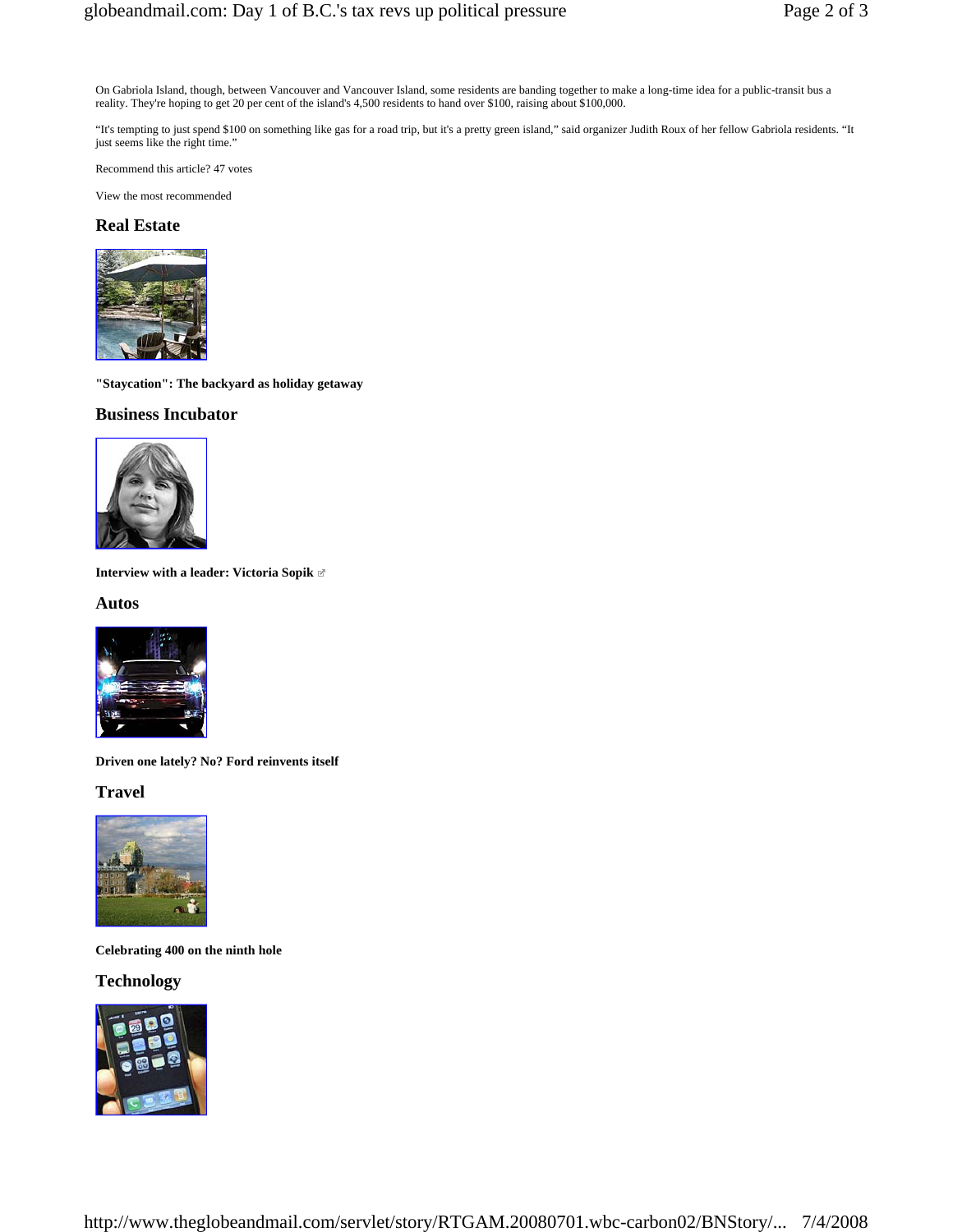On Gabriola Island, though, between Vancouver and Vancouver Island, some residents are banding together to make a long-time idea for a public-transit bus a reality. They're hoping to get 20 per cent of the island's 4,500 residents to hand over $100, raising about $100,000.

"It's tempting to just spend $100 on something like gas for a road trip, but it's a pretty green island," said organizer Judith Roux of her fellow Gabriola residents. "It just seems like the right time."

Recommend this article? 47 votes

View the most recommended

## Real Estate

**"Staycation": The backyard as holiday getaway**

## Business Incubator

**Interview with a leader: Victoria Sopik**

## Autos

**Driven one lately? No? Ford reinvents itself**

## Travel

**Celebrating 400 on the ninth hole**

## Technology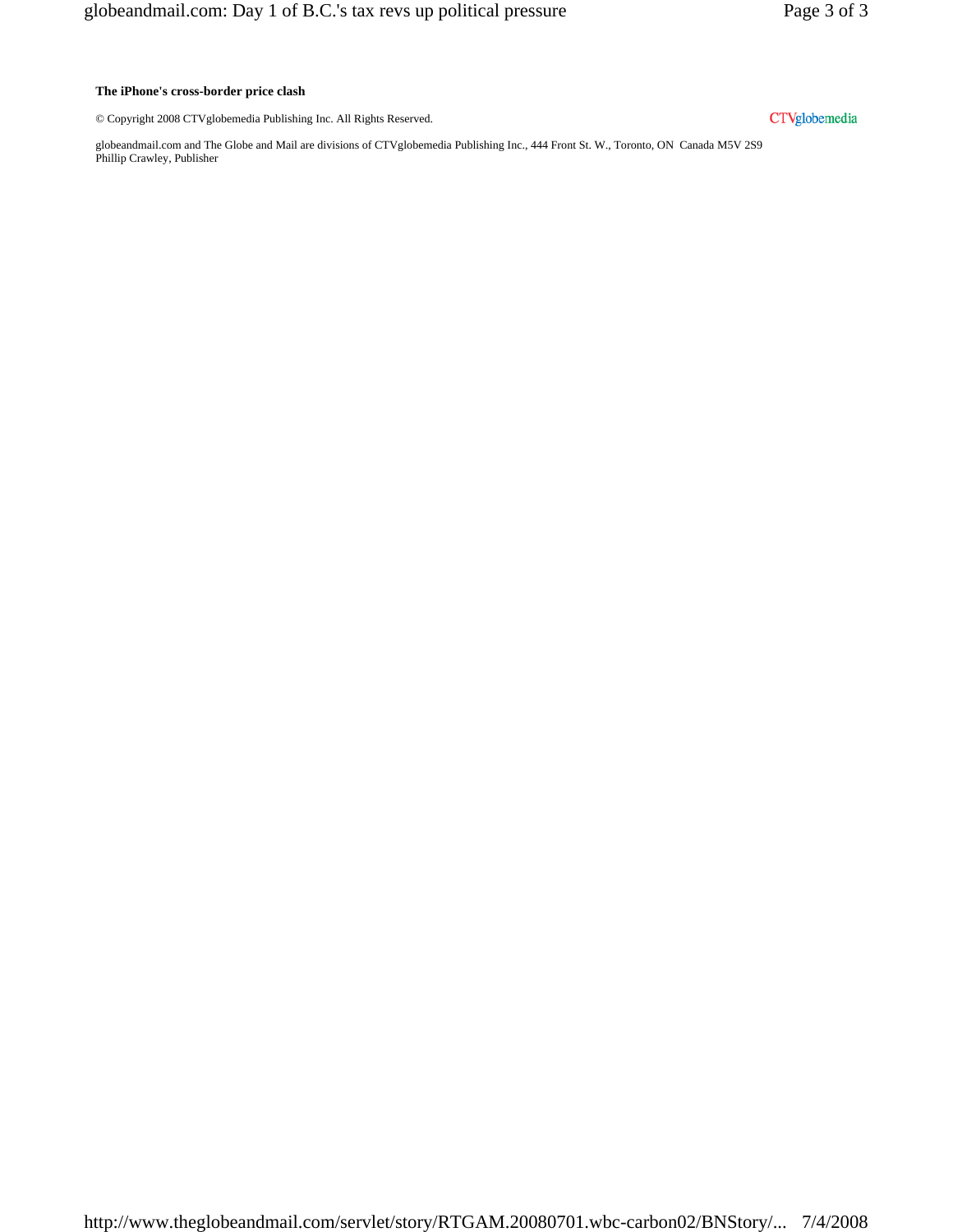**The iPhone's cross-border price clash**

© Copyright 2008 CTVglobemedia Publishing Inc. All Rights Reserved.

CTVglobemedia

globeandmail.com and The Globe and Mail are divisions of CTVglobemedia Publishing Inc., 444 Front St. W., Toronto, ON Canada M5V 2S9
Phillip Crawley, Publisher